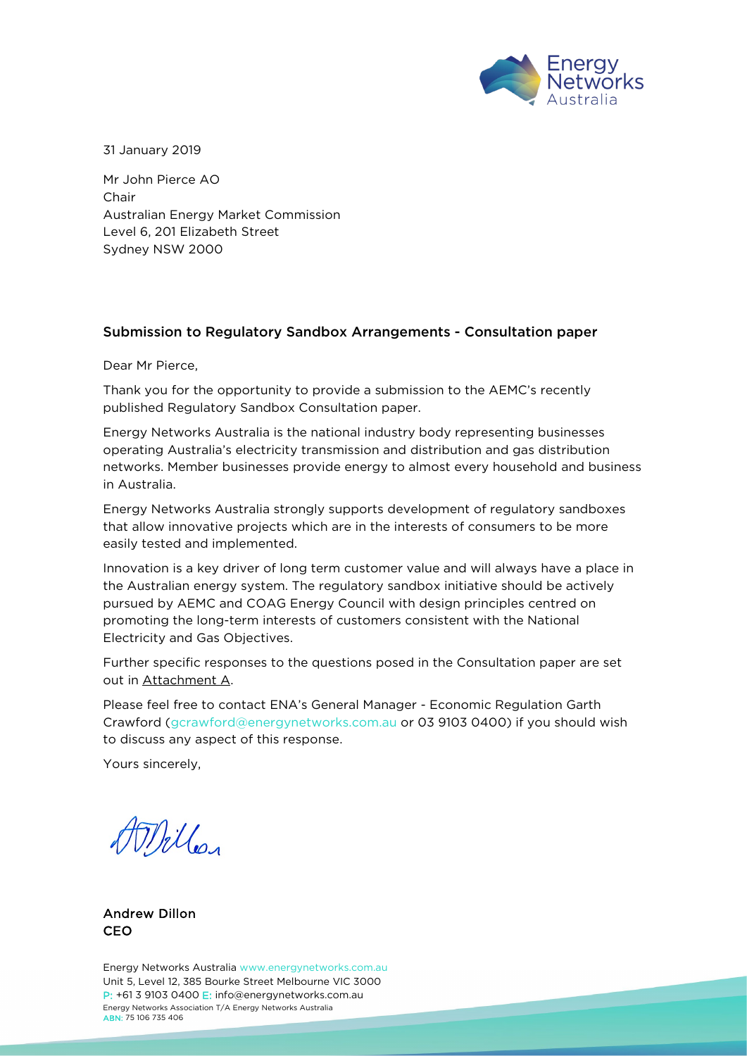31 January 2019

Mr John Pierce AO
Chair
Australian Energy Market Commission
Level 6, 201 Elizabeth Street
Sydney NSW 2000

**Submission to Regulatory Sandbox Arrangements - Consultation paper**

Dear Mr Pierce,

Thank you for the opportunity to provide a submission to the AEMC's recently published Regulatory Sandbox Consultation paper.

Energy Networks Australia is the national industry body representing businesses operating Australia's electricity transmission and distribution and gas distribution networks. Member businesses provide energy to almost every household and business in Australia.

Energy Networks Australia strongly supports development of regulatory sandboxes that allow innovative projects which are in the interests of consumers to be more easily tested and implemented.

Innovation is a key driver of long term customer value and will always have a place in the Australian energy system. The regulatory sandbox initiative should be actively pursued by AEMC and COAG Energy Council with design principles centred on promoting the long-term interests of customers consistent with the National Electricity and Gas Objectives.

Further specific responses to the questions posed in the Consultation paper are set out in Attachment A.

Please feel free to contact ENA's General Manager - Economic Regulation Garth Crawford (gcrawford@energynetworks.com.au or 03 9103 0400) if you should wish to discuss any aspect of this response.

Yours sincerely,

**Andrew Dillon**
**CEO**

Energy Networks Australia www.energynetworks.com.au
Unit 5, Level 12, 385 Bourke Street Melbourne VIC 3000
P: +61 3 9103 0400 E: info@energynetworks.com.au
Energy Networks Association T/A Energy Networks Australia
ABN: 75 106 735 406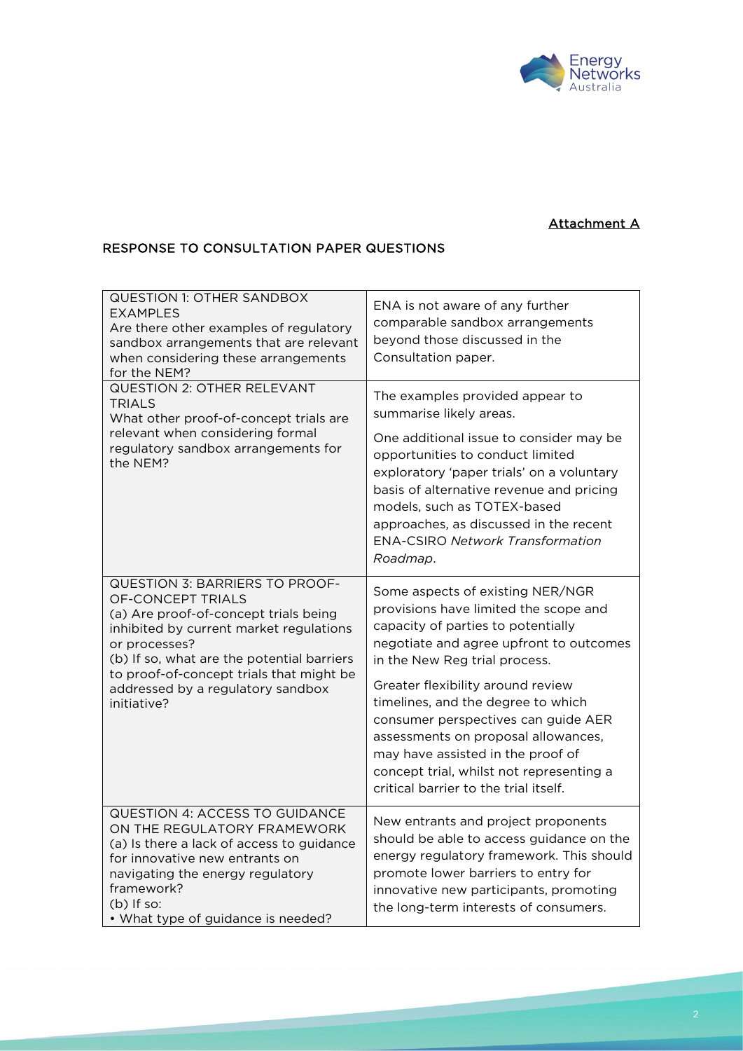Attachment A

## RESPONSE TO CONSULTATION PAPER QUESTIONS

| Question | Response |
|---|---|
| QUESTION 1: OTHER SANDBOX EXAMPLES<br>Are there other examples of regulatory sandbox arrangements that are relevant when considering these arrangements for the NEM? | ENA is not aware of any further comparable sandbox arrangements beyond those discussed in the Consultation paper. |
| QUESTION 2: OTHER RELEVANT TRIALS<br>What other proof-of-concept trials are relevant when considering formal regulatory sandbox arrangements for the NEM? | The examples provided appear to summarise likely areas.<br><br>One additional issue to consider may be opportunities to conduct limited exploratory 'paper trials' on a voluntary basis of alternative revenue and pricing models, such as TOTEX-based approaches, as discussed in the recent ENA-CSIRO *Network Transformation Roadmap*. |
| QUESTION 3: BARRIERS TO PROOF-OF-CONCEPT TRIALS<br>(a) Are proof-of-concept trials being inhibited by current market regulations or processes?<br>(b) If so, what are the potential barriers to proof-of-concept trials that might be addressed by a regulatory sandbox initiative? | Some aspects of existing NER/NGR provisions have limited the scope and capacity of parties to potentially negotiate and agree upfront to outcomes in the New Reg trial process.<br><br>Greater flexibility around review timelines, and the degree to which consumer perspectives can guide AER assessments on proposal allowances, may have assisted in the proof of concept trial, whilst not representing a critical barrier to the trial itself. |
| QUESTION 4: ACCESS TO GUIDANCE ON THE REGULATORY FRAMEWORK<br>(a) Is there a lack of access to guidance for innovative new entrants on navigating the energy regulatory framework?<br>(b) If so:<br>• What type of guidance is needed? | New entrants and project proponents should be able to access guidance on the energy regulatory framework. This should promote lower barriers to entry for innovative new participants, promoting the long-term interests of consumers. |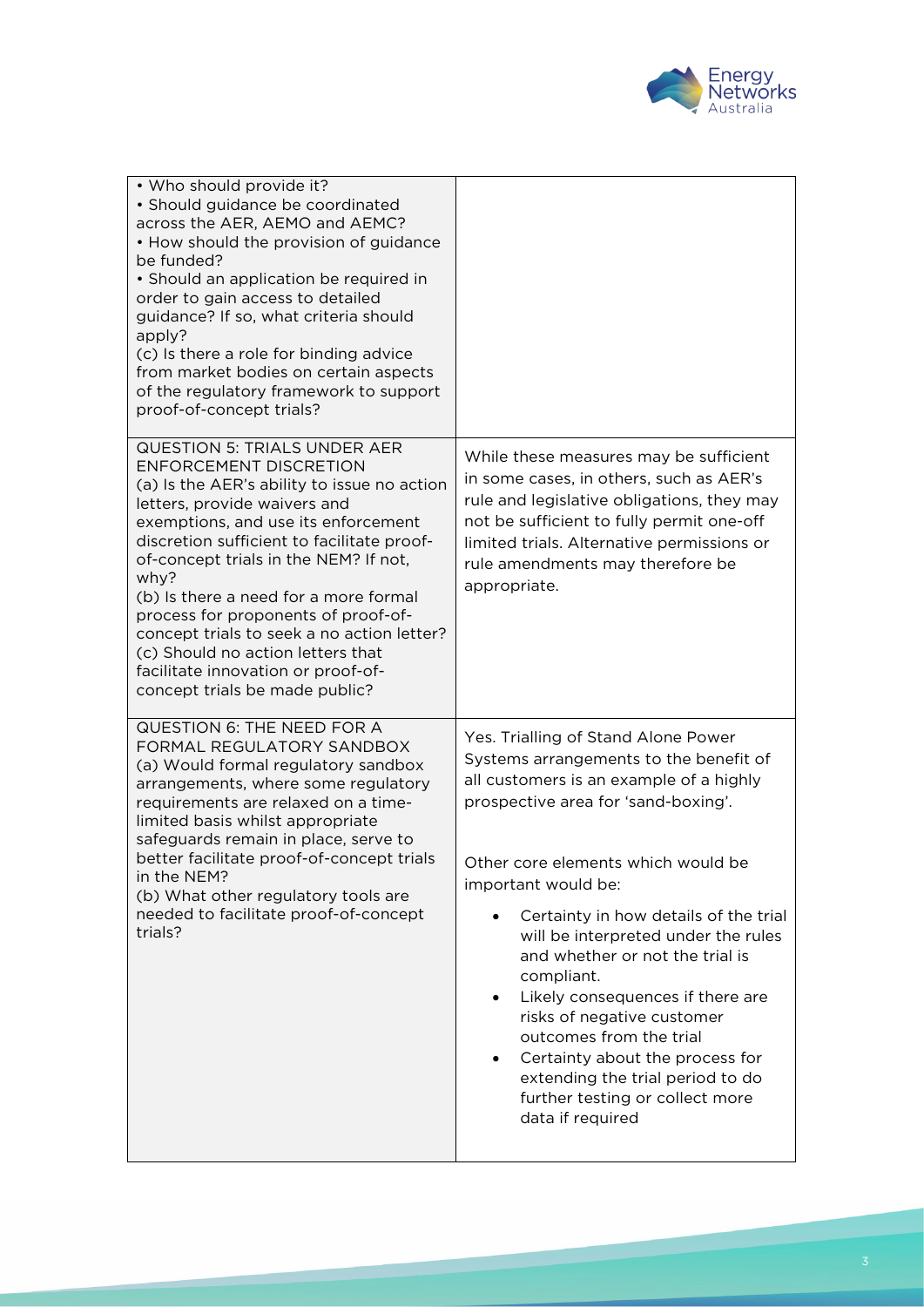| | |
|---|---|
| • Who should provide it?<br>• Should guidance be coordinated across the AER, AEMO and AEMC?<br>• How should the provision of guidance be funded?<br>• Should an application be required in order to gain access to detailed guidance? If so, what criteria should apply?<br>(c) Is there a role for binding advice from market bodies on certain aspects of the regulatory framework to support proof-of-concept trials? | |
| QUESTION 5: TRIALS UNDER AER ENFORCEMENT DISCRETION<br>(a) Is the AER's ability to issue no action letters, provide waivers and exemptions, and use its enforcement discretion sufficient to facilitate proof-of-concept trials in the NEM? If not, why?<br>(b) Is there a need for a more formal process for proponents of proof-of-concept trials to seek a no action letter?<br>(c) Should no action letters that facilitate innovation or proof-of-concept trials be made public? | While these measures may be sufficient in some cases, in others, such as AER's rule and legislative obligations, they may not be sufficient to fully permit one-off limited trials. Alternative permissions or rule amendments may therefore be appropriate. |
| QUESTION 6: THE NEED FOR A FORMAL REGULATORY SANDBOX<br>(a) Would formal regulatory sandbox arrangements, where some regulatory requirements are relaxed on a time-limited basis whilst appropriate safeguards remain in place, serve to better facilitate proof-of-concept trials in the NEM?<br>(b) What other regulatory tools are needed to facilitate proof-of-concept trials? | Yes. Trialling of Stand Alone Power Systems arrangements to the benefit of all customers is an example of a highly prospective area for 'sand-boxing'.<br><br>Other core elements which would be important would be:<br>• Certainty in how details of the trial will be interpreted under the rules and whether or not the trial is compliant.<br>• Likely consequences if there are risks of negative customer outcomes from the trial<br>• Certainty about the process for extending the trial period to do further testing or collect more data if required |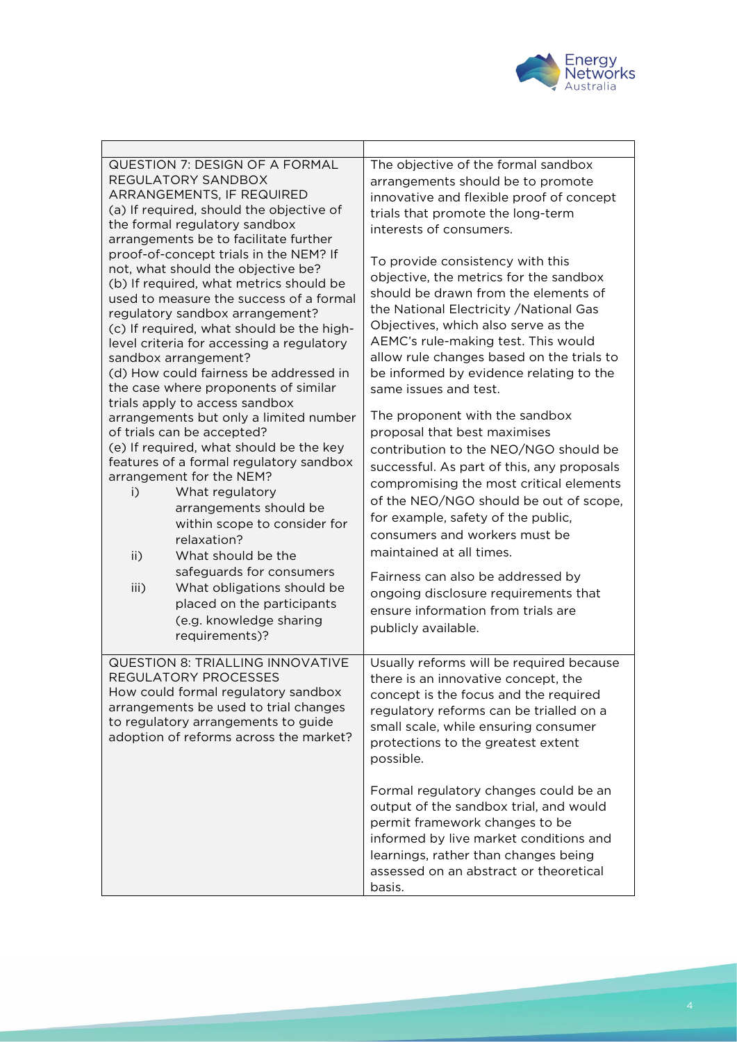| | |
|---|---|
| QUESTION 7: DESIGN OF A FORMAL REGULATORY SANDBOX ARRANGEMENTS, IF REQUIRED<br>(a) If required, should the objective of the formal regulatory sandbox arrangements be to facilitate further proof-of-concept trials in the NEM? If not, what should the objective be?<br>(b) If required, what metrics should be used to measure the success of a formal regulatory sandbox arrangement?<br>(c) If required, what should be the high-level criteria for accessing a regulatory sandbox arrangement?<br>(d) How could fairness be addressed in the case where proponents of similar trials apply to access sandbox arrangements but only a limited number of trials can be accepted?<br>(e) If required, what should be the key features of a formal regulatory sandbox arrangement for the NEM?<br>i) What regulatory arrangements should be within scope to consider for relaxation?<br>ii) What should be the safeguards for consumers<br>iii) What obligations should be placed on the participants (e.g. knowledge sharing requirements)? | The objective of the formal sandbox arrangements should be to promote innovative and flexible proof of concept trials that promote the long-term interests of consumers.<br><br>To provide consistency with this objective, the metrics for the sandbox should be drawn from the elements of the National Electricity /National Gas Objectives, which also serve as the AEMC's rule-making test. This would allow rule changes based on the trials to be informed by evidence relating to the same issues and test.<br><br>The proponent with the sandbox proposal that best maximises contribution to the NEO/NGO should be successful. As part of this, any proposals compromising the most critical elements of the NEO/NGO should be out of scope, for example, safety of the public, consumers and workers must be maintained at all times.<br><br>Fairness can also be addressed by ongoing disclosure requirements that ensure information from trials are publicly available. |
| QUESTION 8: TRIALLING INNOVATIVE REGULATORY PROCESSES<br>How could formal regulatory sandbox arrangements be used to trial changes to regulatory arrangements to guide adoption of reforms across the market? | Usually reforms will be required because there is an innovative concept, the concept is the focus and the required regulatory reforms can be trialled on a small scale, while ensuring consumer protections to the greatest extent possible.<br><br>Formal regulatory changes could be an output of the sandbox trial, and would permit framework changes to be informed by live market conditions and learnings, rather than changes being assessed on an abstract or theoretical basis. |